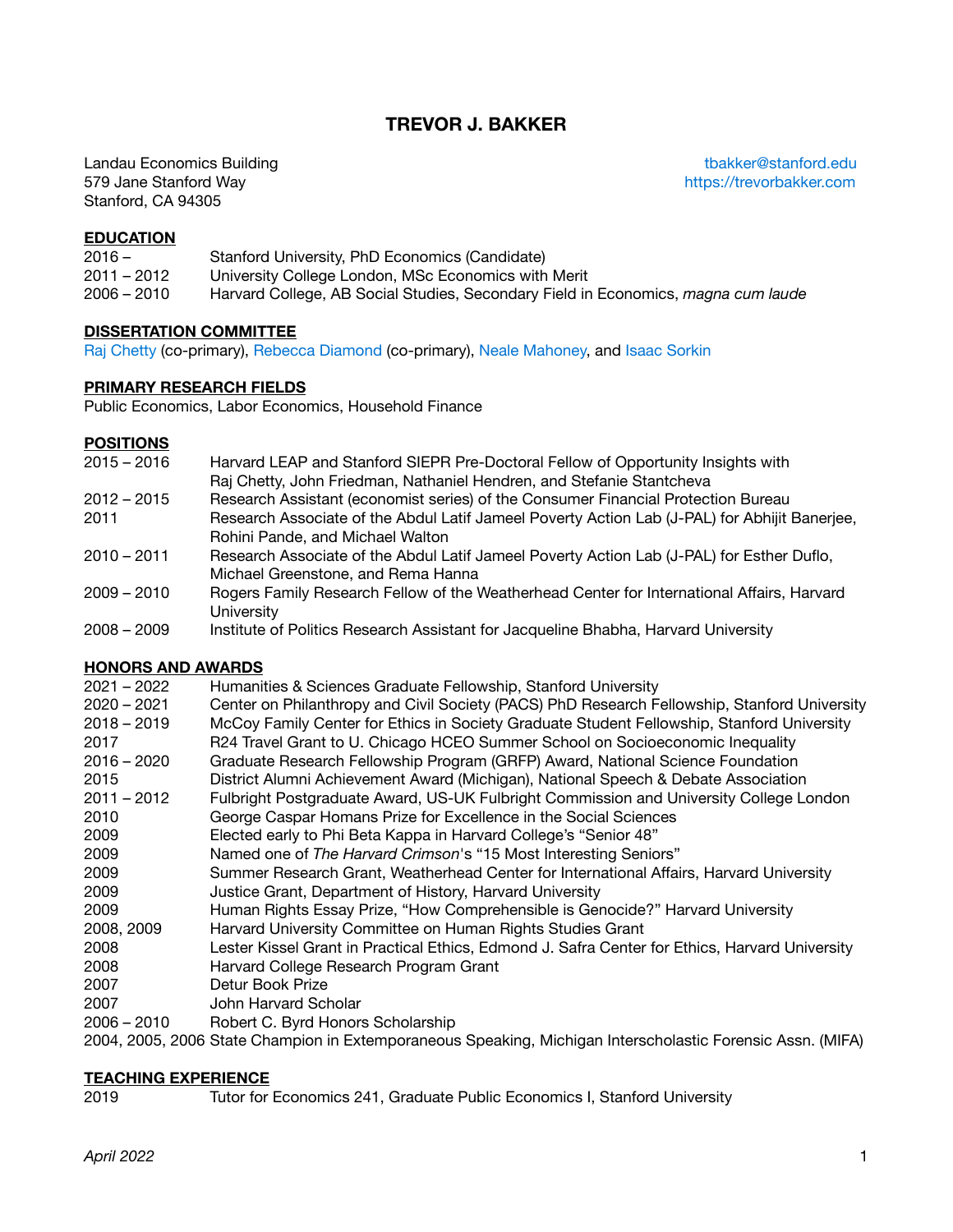# TREVOR J. BAKKER

Landau Economics Building
579 Jane Stanford Way
Stanford, CA 94305

tbakker@stanford.edu
https://trevorbakker.com

## EDUCATION

| | |
|---|---|
| 2016 – | Stanford University, PhD Economics (Candidate) |
| 2011 – 2012 | University College London, MSc Economics with Merit |
| 2006 – 2010 | Harvard College, AB Social Studies, Secondary Field in Economics, *magna cum laude* |

## DISSERTATION COMMITTEE

Raj Chetty (co-primary), Rebecca Diamond (co-primary), Neale Mahoney, and Isaac Sorkin

## PRIMARY RESEARCH FIELDS

Public Economics, Labor Economics, Household Finance

## POSITIONS

| | |
|---|---|
| 2015 – 2016 | Harvard LEAP and Stanford SIEPR Pre-Doctoral Fellow of Opportunity Insights with Raj Chetty, John Friedman, Nathaniel Hendren, and Stefanie Stantcheva |
| 2012 – 2015 | Research Assistant (economist series) of the Consumer Financial Protection Bureau |
| 2011 | Research Associate of the Abdul Latif Jameel Poverty Action Lab (J-PAL) for Abhijit Banerjee, Rohini Pande, and Michael Walton |
| 2010 – 2011 | Research Associate of the Abdul Latif Jameel Poverty Action Lab (J-PAL) for Esther Duflo, Michael Greenstone, and Rema Hanna |
| 2009 – 2010 | Rogers Family Research Fellow of the Weatherhead Center for International Affairs, Harvard University |
| 2008 – 2009 | Institute of Politics Research Assistant for Jacqueline Bhabha, Harvard University |

## HONORS AND AWARDS

| | |
|---|---|
| 2021 – 2022 | Humanities & Sciences Graduate Fellowship, Stanford University |
| 2020 – 2021 | Center on Philanthropy and Civil Society (PACS) PhD Research Fellowship, Stanford University |
| 2018 – 2019 | McCoy Family Center for Ethics in Society Graduate Student Fellowship, Stanford University |
| 2017 | R24 Travel Grant to U. Chicago HCEO Summer School on Socioeconomic Inequality |
| 2016 – 2020 | Graduate Research Fellowship Program (GRFP) Award, National Science Foundation |
| 2015 | District Alumni Achievement Award (Michigan), National Speech & Debate Association |
| 2011 – 2012 | Fulbright Postgraduate Award, US-UK Fulbright Commission and University College London |
| 2010 | George Caspar Homans Prize for Excellence in the Social Sciences |
| 2009 | Elected early to Phi Beta Kappa in Harvard College's "Senior 48" |
| 2009 | Named one of *The Harvard Crimson*'s "15 Most Interesting Seniors" |
| 2009 | Summer Research Grant, Weatherhead Center for International Affairs, Harvard University |
| 2009 | Justice Grant, Department of History, Harvard University |
| 2009 | Human Rights Essay Prize, "How Comprehensible is Genocide?" Harvard University |
| 2008, 2009 | Harvard University Committee on Human Rights Studies Grant |
| 2008 | Lester Kissel Grant in Practical Ethics, Edmond J. Safra Center for Ethics, Harvard University |
| 2008 | Harvard College Research Program Grant |
| 2007 | Detur Book Prize |
| 2007 | John Harvard Scholar |
| 2006 – 2010 | Robert C. Byrd Honors Scholarship |
| 2004, 2005, 2006 | State Champion in Extemporaneous Speaking, Michigan Interscholastic Forensic Assn. (MIFA) |

## TEACHING EXPERIENCE

| | |
|---|---|
| 2019 | Tutor for Economics 241, Graduate Public Economics I, Stanford University |

*April 2022*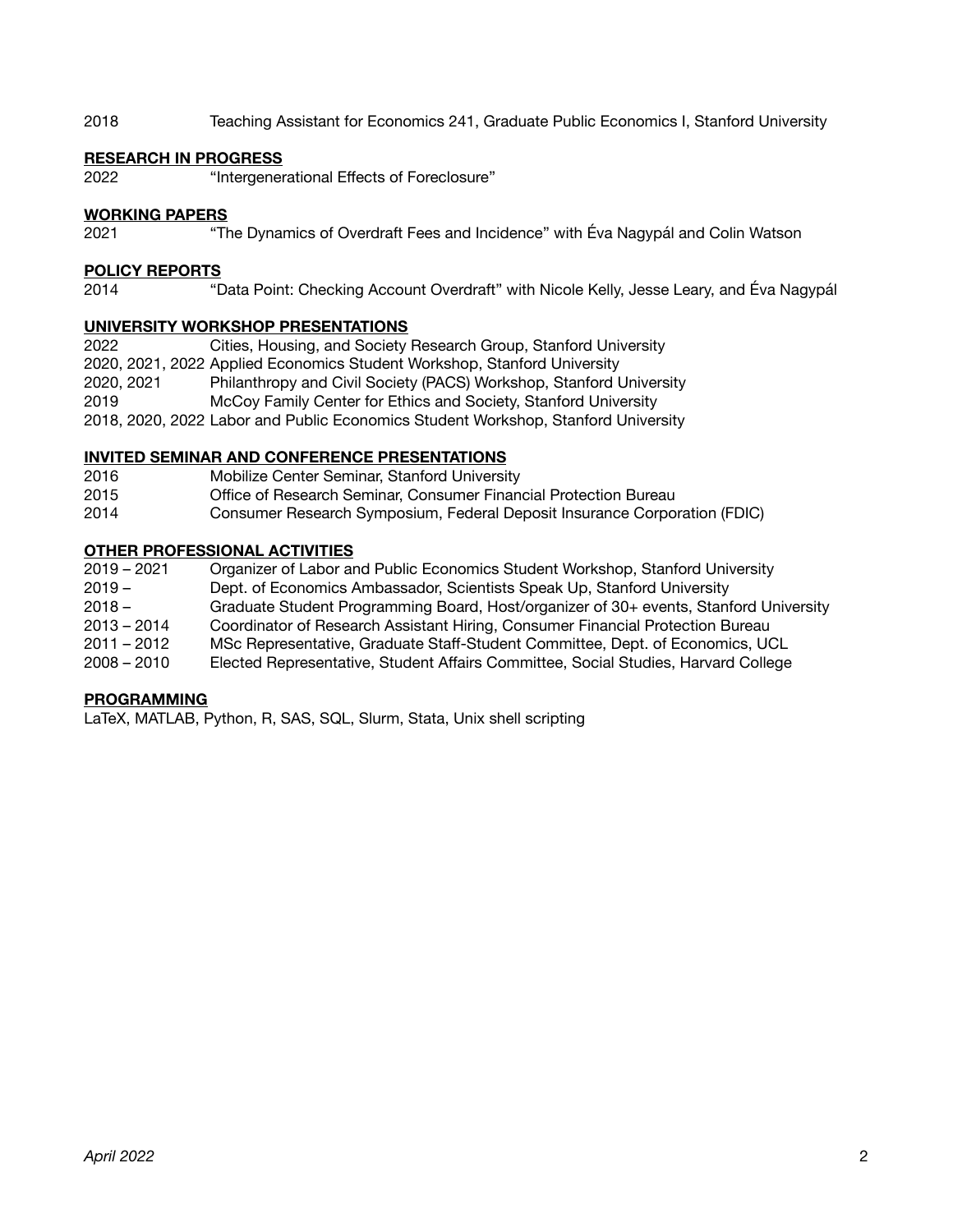2018 Teaching Assistant for Economics 241, Graduate Public Economics I, Stanford University

## RESEARCH IN PROGRESS

2022 "Intergenerational Effects of Foreclosure"

## WORKING PAPERS

2021 "The Dynamics of Overdraft Fees and Incidence" with Éva Nagypál and Colin Watson

## POLICY REPORTS

2014 "Data Point: Checking Account Overdraft" with Nicole Kelly, Jesse Leary, and Éva Nagypál

## UNIVERSITY WORKSHOP PRESENTATIONS

2022 Cities, Housing, and Society Research Group, Stanford University
2020, 2021, 2022 Applied Economics Student Workshop, Stanford University
2020, 2021 Philanthropy and Civil Society (PACS) Workshop, Stanford University
2019 McCoy Family Center for Ethics and Society, Stanford University
2018, 2020, 2022 Labor and Public Economics Student Workshop, Stanford University

## INVITED SEMINAR AND CONFERENCE PRESENTATIONS

2016 Mobilize Center Seminar, Stanford University
2015 Office of Research Seminar, Consumer Financial Protection Bureau
2014 Consumer Research Symposium, Federal Deposit Insurance Corporation (FDIC)

## OTHER PROFESSIONAL ACTIVITIES

2019 – 2021 Organizer of Labor and Public Economics Student Workshop, Stanford University
2019 – Dept. of Economics Ambassador, Scientists Speak Up, Stanford University
2018 – Graduate Student Programming Board, Host/organizer of 30+ events, Stanford University
2013 – 2014 Coordinator of Research Assistant Hiring, Consumer Financial Protection Bureau
2011 – 2012 MSc Representative, Graduate Staff-Student Committee, Dept. of Economics, UCL
2008 – 2010 Elected Representative, Student Affairs Committee, Social Studies, Harvard College

## PROGRAMMING

LaTeX, MATLAB, Python, R, SAS, SQL, Slurm, Stata, Unix shell scripting

*April 2022*